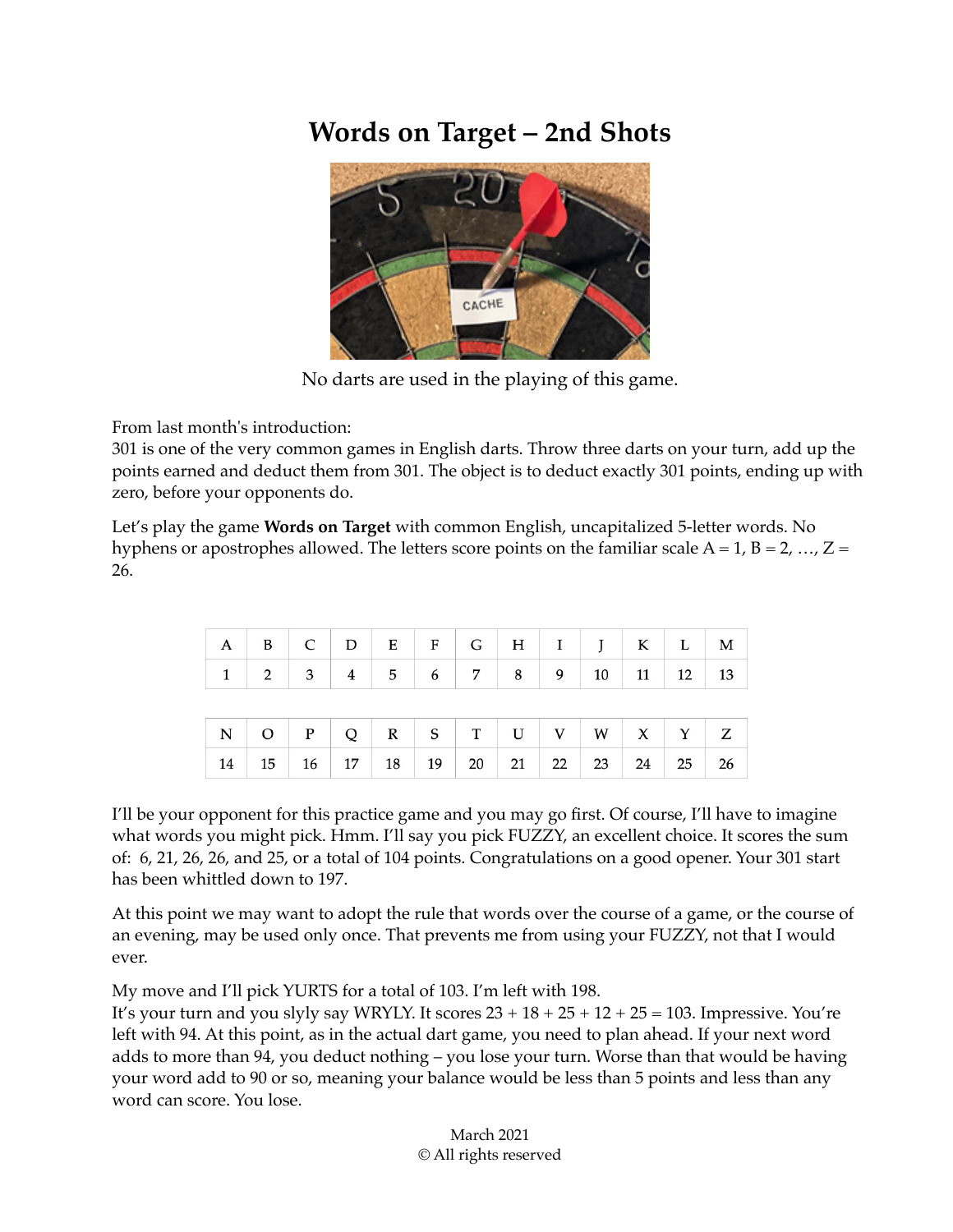# Words on Target – 2nd Shots

No darts are used in the playing of this game.

From last month's introduction:
301 is one of the very common games in English darts. Throw three darts on your turn, add up the points earned and deduct them from 301. The object is to deduct exactly 301 points, ending up with zero, before your opponents do.

Let's play the game **Words on Target** with common English, uncapitalized 5-letter words. No hyphens or apostrophes allowed. The letters score points on the familiar scale A = 1, B = 2, …, Z = 26.

| A | B | C | D | E | F | G | H | I | J | K | L | M |
|---|---|---|---|---|---|---|---|---|---|---|---|---|
| 1 | 2 | 3 | 4 | 5 | 6 | 7 | 8 | 9 | 10 | 11 | 12 | 13 |

| N | O | P | Q | R | S | T | U | V | W | X | Y | Z |
|---|---|---|---|---|---|---|---|---|---|---|---|---|
| 14 | 15 | 16 | 17 | 18 | 19 | 20 | 21 | 22 | 23 | 24 | 25 | 26 |

I'll be your opponent for this practice game and you may go first. Of course, I'll have to imagine what words you might pick. Hmm. I'll say you pick FUZZY, an excellent choice. It scores the sum of: 6, 21, 26, 26, and 25, or a total of 104 points. Congratulations on a good opener. Your 301 start has been whittled down to 197.

At this point we may want to adopt the rule that words over the course of a game, or the course of an evening, may be used only once. That prevents me from using your FUZZY, not that I would ever.

My move and I'll pick YURTS for a total of 103. I'm left with 198.
It's your turn and you slyly say WRYLY. It scores 23 + 18 + 25 + 12 + 25 = 103. Impressive. You're left with 94. At this point, as in the actual dart game, you need to plan ahead. If your next word adds to more than 94, you deduct nothing – you lose your turn. Worse than that would be having your word add to 90 or so, meaning your balance would be less than 5 points and less than any word can score. You lose.

March 2021
© All rights reserved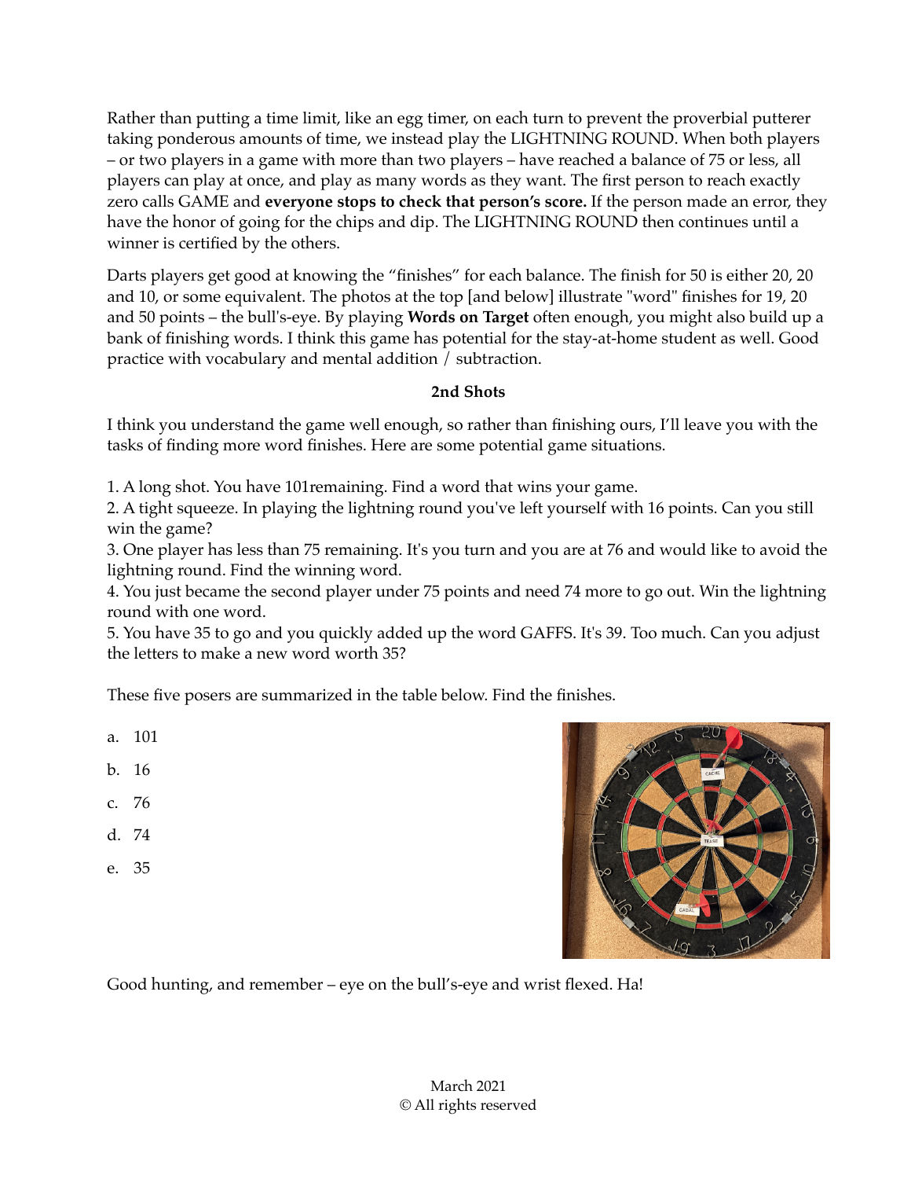Rather than putting a time limit, like an egg timer, on each turn to prevent the proverbial putterer taking ponderous amounts of time, we instead play the LIGHTNING ROUND. When both players – or two players in a game with more than two players – have reached a balance of 75 or less, all players can play at once, and play as many words as they want. The first person to reach exactly zero calls GAME and **everyone stops to check that person's score.** If the person made an error, they have the honor of going for the chips and dip. The LIGHTNING ROUND then continues until a winner is certified by the others.

Darts players get good at knowing the "finishes" for each balance. The finish for 50 is either 20, 20 and 10, or some equivalent. The photos at the top [and below] illustrate "word" finishes for 19, 20 and 50 points – the bull's-eye. By playing **Words on Target** often enough, you might also build up a bank of finishing words. I think this game has potential for the stay-at-home student as well. Good practice with vocabulary and mental addition / subtraction.

**2nd Shots**

I think you understand the game well enough, so rather than finishing ours, I'll leave you with the tasks of finding more word finishes. Here are some potential game situations.

1. A long shot. You have 101remaining. Find a word that wins your game.
2. A tight squeeze. In playing the lightning round you've left yourself with 16 points. Can you still win the game?
3. One player has less than 75 remaining. It's you turn and you are at 76 and would like to avoid the lightning round. Find the winning word.
4. You just became the second player under 75 points and need 74 more to go out. Win the lightning round with one word.
5. You have 35 to go and you quickly added up the word GAFFS. It's 39. Too much. Can you adjust the letters to make a new word worth 35?

These five posers are summarized in the table below. Find the finishes.

a. 101

b. 16

c. 76

d. 74

e. 35

Good hunting, and remember – eye on the bull's-eye and wrist flexed. Ha!